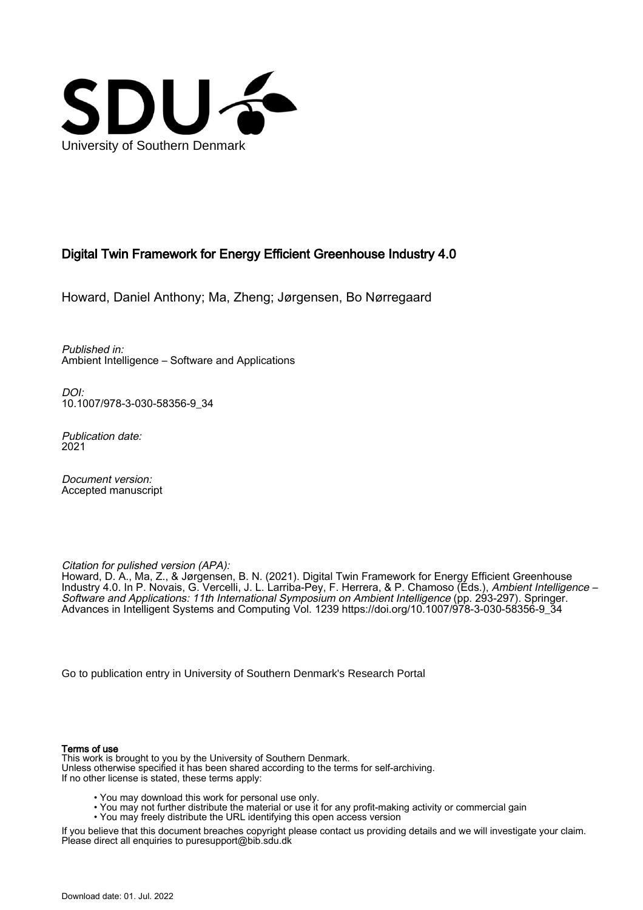University of Southern Denmark

# Digital Twin Framework for Energy Efficient Greenhouse Industry 4.0

Howard, Daniel Anthony; Ma, Zheng; Jørgensen, Bo Nørregaard

*Published in:*
Ambient Intelligence – Software and Applications

*DOI:*
10.1007/978-3-030-58356-9_34

*Publication date:*
2021

*Document version:*
Accepted manuscript

*Citation for pulished version (APA):*
Howard, D. A., Ma, Z., & Jørgensen, B. N. (2021). Digital Twin Framework for Energy Efficient Greenhouse Industry 4.0. In P. Novais, G. Vercelli, J. L. Larriba-Pey, F. Herrera, & P. Chamoso (Eds.), *Ambient Intelligence – Software and Applications: 11th International Symposium on Ambient Intelligence* (pp. 293-297). Springer. Advances in Intelligent Systems and Computing Vol. 1239 https://doi.org/10.1007/978-3-030-58356-9_34

Go to publication entry in University of Southern Denmark's Research Portal

**Terms of use**
This work is brought to you by the University of Southern Denmark.
Unless otherwise specified it has been shared according to the terms for self-archiving.
If no other license is stated, these terms apply:

- You may download this work for personal use only.
- You may not further distribute the material or use it for any profit-making activity or commercial gain
- You may freely distribute the URL identifying this open access version

If you believe that this document breaches copyright please contact us providing details and we will investigate your claim.
Please direct all enquiries to puresupport@bib.sdu.dk

Download date: 01. Jul. 2022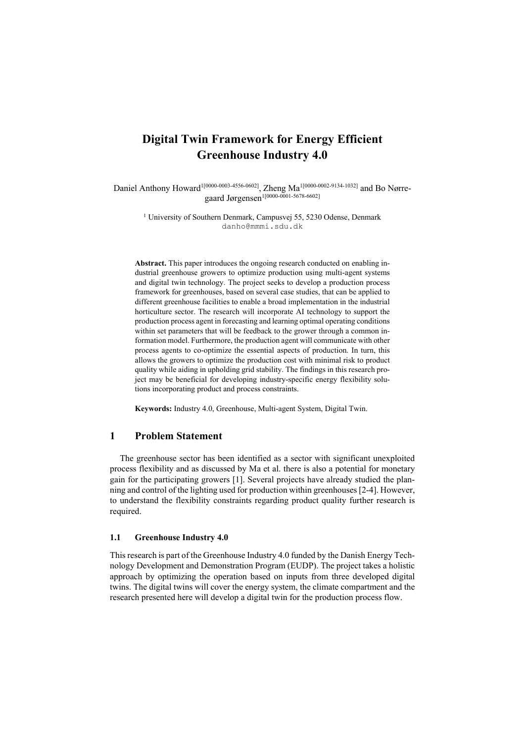# Digital Twin Framework for Energy Efficient Greenhouse Industry 4.0

Daniel Anthony Howard[1[0000-0003-4556-0602]], Zheng Ma[1[0000-0002-9134-1032]] and Bo Nørregaard Jørgensen[1[0000-0001-5678-6602]]

[1] University of Southern Denmark, Campusvej 55, 5230 Odense, Denmark
danho@mmmi.sdu.dk

**Abstract.** This paper introduces the ongoing research conducted on enabling industrial greenhouse growers to optimize production using multi-agent systems and digital twin technology. The project seeks to develop a production process framework for greenhouses, based on several case studies, that can be applied to different greenhouse facilities to enable a broad implementation in the industrial horticulture sector. The research will incorporate AI technology to support the production process agent in forecasting and learning optimal operating conditions within set parameters that will be feedback to the grower through a common information model. Furthermore, the production agent will communicate with other process agents to co-optimize the essential aspects of production. In turn, this allows the growers to optimize the production cost with minimal risk to product quality while aiding in upholding grid stability. The findings in this research project may be beneficial for developing industry-specific energy flexibility solutions incorporating product and process constraints.

**Keywords:** Industry 4.0, Greenhouse, Multi-agent System, Digital Twin.

## 1 Problem Statement

The greenhouse sector has been identified as a sector with significant unexploited process flexibility and as discussed by Ma et al. there is also a potential for monetary gain for the participating growers [1]. Several projects have already studied the planning and control of the lighting used for production within greenhouses [2-4]. However, to understand the flexibility constraints regarding product quality further research is required.

### 1.1 Greenhouse Industry 4.0

This research is part of the Greenhouse Industry 4.0 funded by the Danish Energy Technology Development and Demonstration Program (EUDP). The project takes a holistic approach by optimizing the operation based on inputs from three developed digital twins. The digital twins will cover the energy system, the climate compartment and the research presented here will develop a digital twin for the production process flow.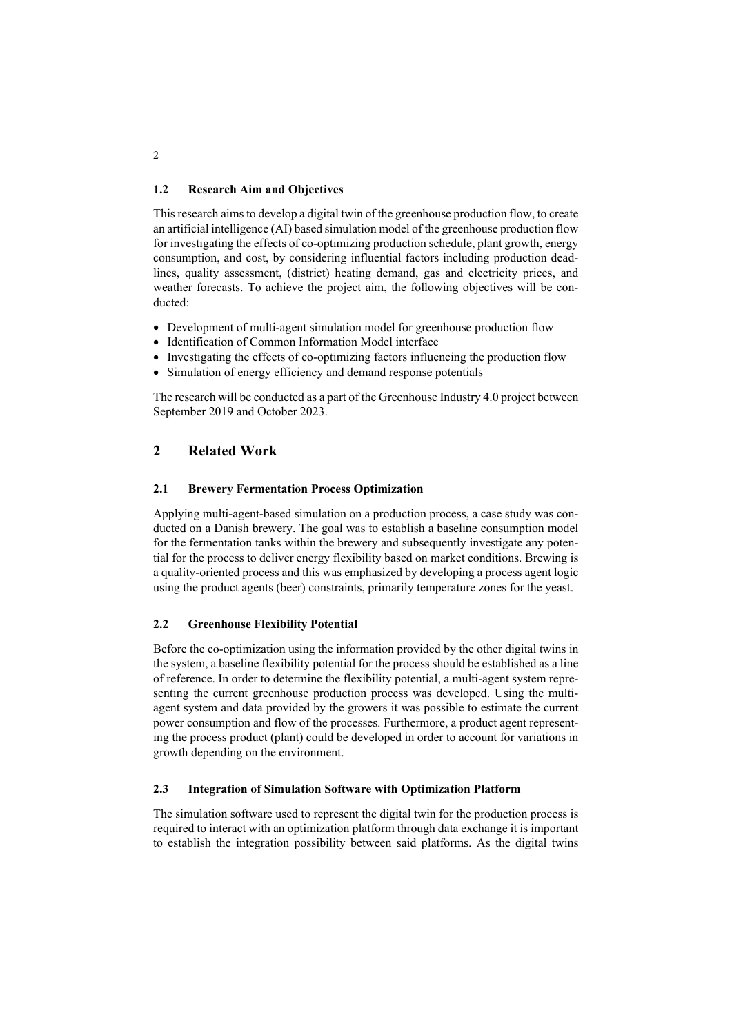### 1.2 Research Aim and Objectives

This research aims to develop a digital twin of the greenhouse production flow, to create an artificial intelligence (AI) based simulation model of the greenhouse production flow for investigating the effects of co-optimizing production schedule, plant growth, energy consumption, and cost, by considering influential factors including production deadlines, quality assessment, (district) heating demand, gas and electricity prices, and weather forecasts. To achieve the project aim, the following objectives will be conducted:

- Development of multi-agent simulation model for greenhouse production flow
- Identification of Common Information Model interface
- Investigating the effects of co-optimizing factors influencing the production flow
- Simulation of energy efficiency and demand response potentials

The research will be conducted as a part of the Greenhouse Industry 4.0 project between September 2019 and October 2023.

## 2 Related Work

### 2.1 Brewery Fermentation Process Optimization

Applying multi-agent-based simulation on a production process, a case study was conducted on a Danish brewery. The goal was to establish a baseline consumption model for the fermentation tanks within the brewery and subsequently investigate any potential for the process to deliver energy flexibility based on market conditions. Brewing is a quality-oriented process and this was emphasized by developing a process agent logic using the product agents (beer) constraints, primarily temperature zones for the yeast.

### 2.2 Greenhouse Flexibility Potential

Before the co-optimization using the information provided by the other digital twins in the system, a baseline flexibility potential for the process should be established as a line of reference. In order to determine the flexibility potential, a multi-agent system representing the current greenhouse production process was developed. Using the multi-agent system and data provided by the growers it was possible to estimate the current power consumption and flow of the processes. Furthermore, a product agent representing the process product (plant) could be developed in order to account for variations in growth depending on the environment.

### 2.3 Integration of Simulation Software with Optimization Platform

The simulation software used to represent the digital twin for the production process is required to interact with an optimization platform through data exchange it is important to establish the integration possibility between said platforms. As the digital twins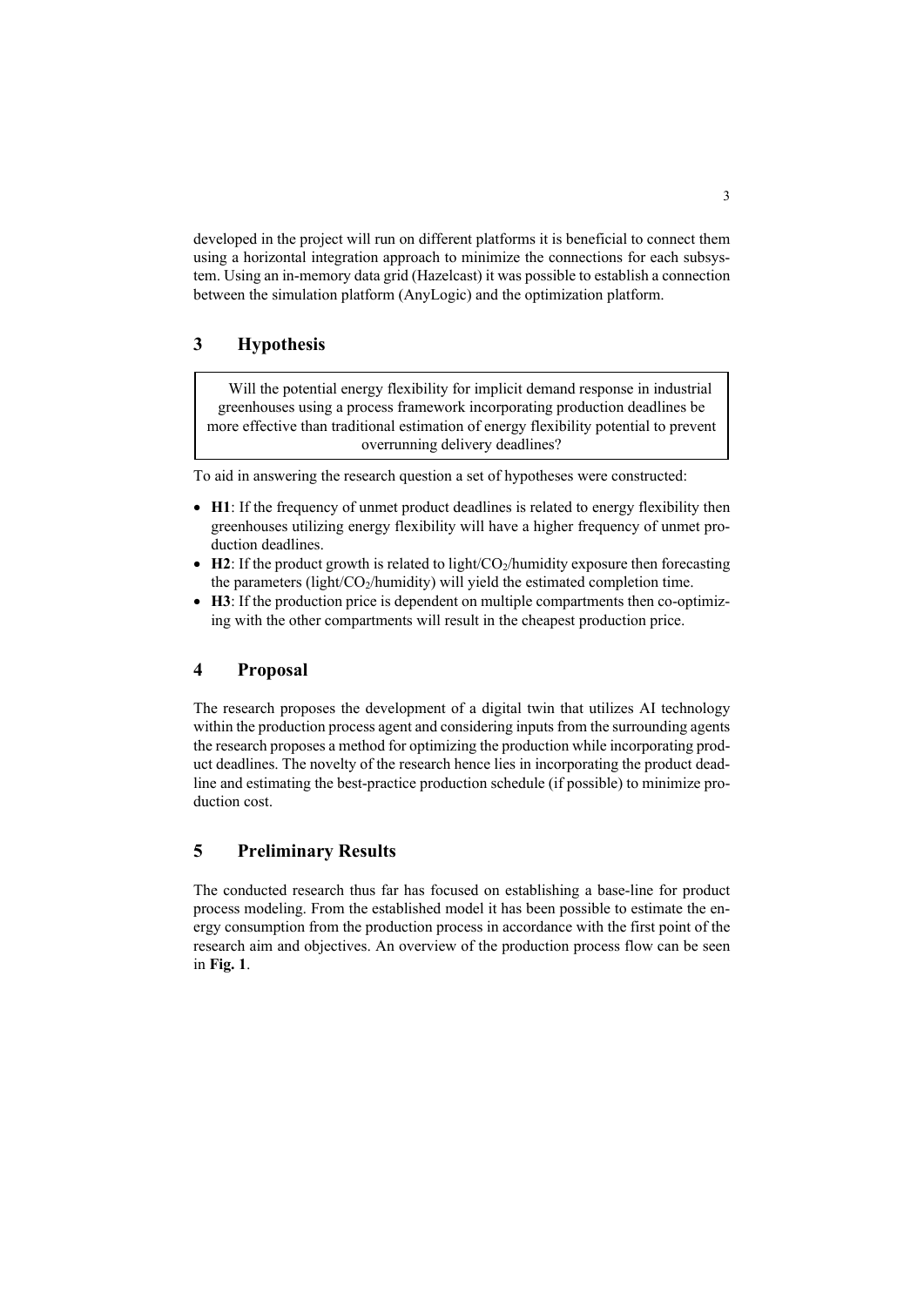developed in the project will run on different platforms it is beneficial to connect them using a horizontal integration approach to minimize the connections for each subsystem. Using an in-memory data grid (Hazelcast) it was possible to establish a connection between the simulation platform (AnyLogic) and the optimization platform.

## 3 Hypothesis

> Will the potential energy flexibility for implicit demand response in industrial greenhouses using a process framework incorporating production deadlines be more effective than traditional estimation of energy flexibility potential to prevent overrunning delivery deadlines?

To aid in answering the research question a set of hypotheses were constructed:

- **H1**: If the frequency of unmet product deadlines is related to energy flexibility then greenhouses utilizing energy flexibility will have a higher frequency of unmet production deadlines.
- **H2**: If the product growth is related to light/$CO_2$/humidity exposure then forecasting the parameters (light/$CO_2$/humidity) will yield the estimated completion time.
- **H3**: If the production price is dependent on multiple compartments then co-optimizing with the other compartments will result in the cheapest production price.

## 4 Proposal

The research proposes the development of a digital twin that utilizes AI technology within the production process agent and considering inputs from the surrounding agents the research proposes a method for optimizing the production while incorporating product deadlines. The novelty of the research hence lies in incorporating the product deadline and estimating the best-practice production schedule (if possible) to minimize production cost.

## 5 Preliminary Results

The conducted research thus far has focused on establishing a base-line for product process modeling. From the established model it has been possible to estimate the energy consumption from the production process in accordance with the first point of the research aim and objectives. An overview of the production process flow can be seen in **Fig. 1**.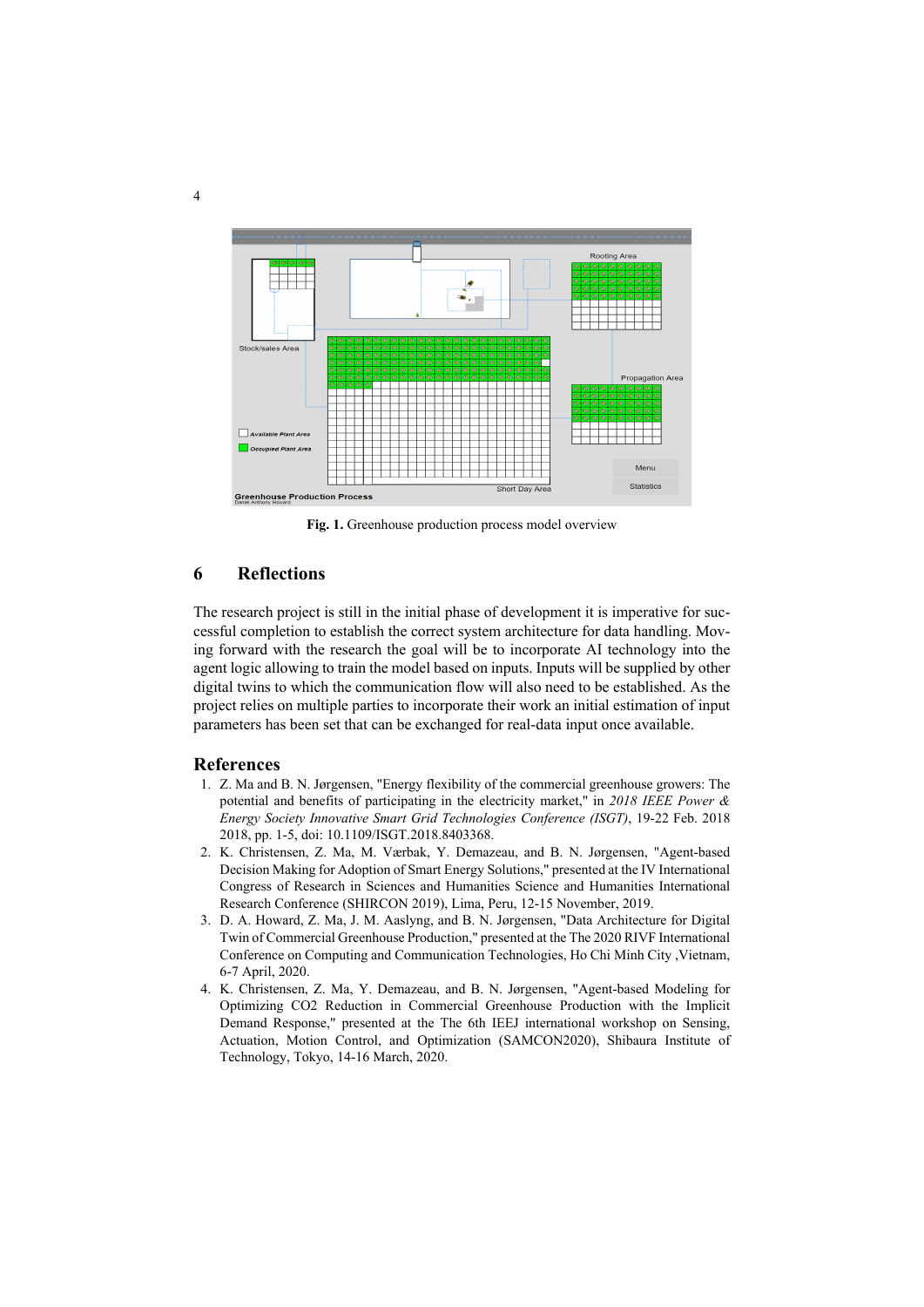Stock/sales Area

Rooting Area

Propagation Area

Available Plant Area

Occupied Plant Area

Menu

Statistics

Short Day Area

Greenhouse Production Process

Daniel Anthony Howard

**Fig. 1.** Greenhouse production process model overview

## 6 Reflections

The research project is still in the initial phase of development it is imperative for successful completion to establish the correct system architecture for data handling. Moving forward with the research the goal will be to incorporate AI technology into the agent logic allowing to train the model based on inputs. Inputs will be supplied by other digital twins to which the communication flow will also need to be established. As the project relies on multiple parties to incorporate their work an initial estimation of input parameters has been set that can be exchanged for real-data input once available.

## References

1. Z. Ma and B. N. Jørgensen, "Energy flexibility of the commercial greenhouse growers: The potential and benefits of participating in the electricity market," in *2018 IEEE Power & Energy Society Innovative Smart Grid Technologies Conference (ISGT)*, 19-22 Feb. 2018 2018, pp. 1-5, doi: 10.1109/ISGT.2018.8403368.
2. K. Christensen, Z. Ma, M. Værbak, Y. Demazeau, and B. N. Jørgensen, "Agent-based Decision Making for Adoption of Smart Energy Solutions," presented at the IV International Congress of Research in Sciences and Humanities Science and Humanities International Research Conference (SHIRCON 2019), Lima, Peru, 12-15 November, 2019.
3. D. A. Howard, Z. Ma, J. M. Aaslyng, and B. N. Jørgensen, "Data Architecture for Digital Twin of Commercial Greenhouse Production," presented at the The 2020 RIVF International Conference on Computing and Communication Technologies, Ho Chi Minh City ,Vietnam, 6-7 April, 2020.
4. K. Christensen, Z. Ma, Y. Demazeau, and B. N. Jørgensen, "Agent-based Modeling for Optimizing CO2 Reduction in Commercial Greenhouse Production with the Implicit Demand Response," presented at the The 6th IEEJ international workshop on Sensing, Actuation, Motion Control, and Optimization (SAMCON2020), Shibaura Institute of Technology, Tokyo, 14-16 March, 2020.